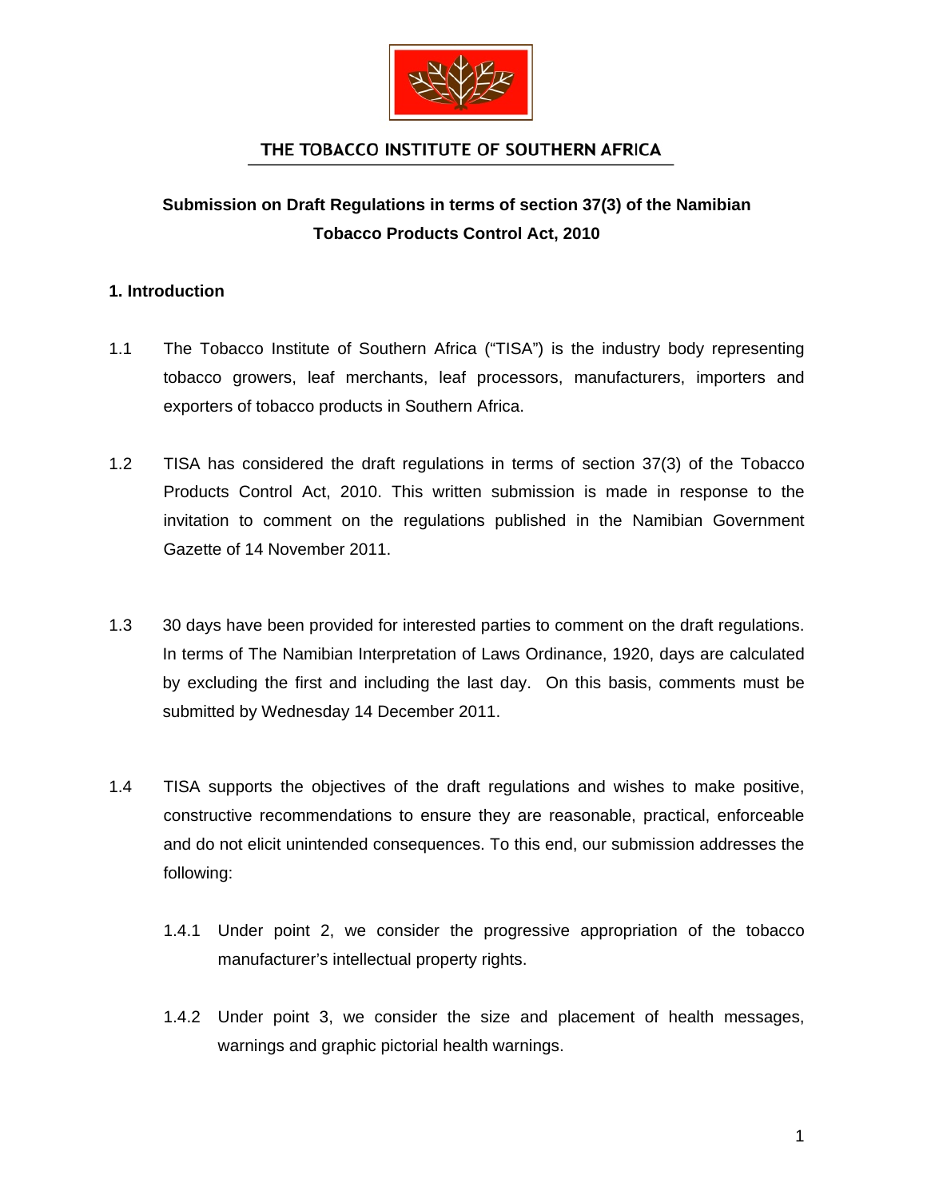THE TOBACCO INSTITUTE OF SOUTHERN AFRICA

**Submission on Draft Regulations in terms of section 37(3) of the Namibian Tobacco Products Control Act, 2010**

## 1. Introduction

1.1 The Tobacco Institute of Southern Africa ("TISA") is the industry body representing tobacco growers, leaf merchants, leaf processors, manufacturers, importers and exporters of tobacco products in Southern Africa.

1.2 TISA has considered the draft regulations in terms of section 37(3) of the Tobacco Products Control Act, 2010. This written submission is made in response to the invitation to comment on the regulations published in the Namibian Government Gazette of 14 November 2011.

1.3 30 days have been provided for interested parties to comment on the draft regulations. In terms of The Namibian Interpretation of Laws Ordinance, 1920, days are calculated by excluding the first and including the last day. On this basis, comments must be submitted by Wednesday 14 December 2011.

1.4 TISA supports the objectives of the draft regulations and wishes to make positive, constructive recommendations to ensure they are reasonable, practical, enforceable and do not elicit unintended consequences. To this end, our submission addresses the following:

1.4.1 Under point 2, we consider the progressive appropriation of the tobacco manufacturer's intellectual property rights.

1.4.2 Under point 3, we consider the size and placement of health messages, warnings and graphic pictorial health warnings.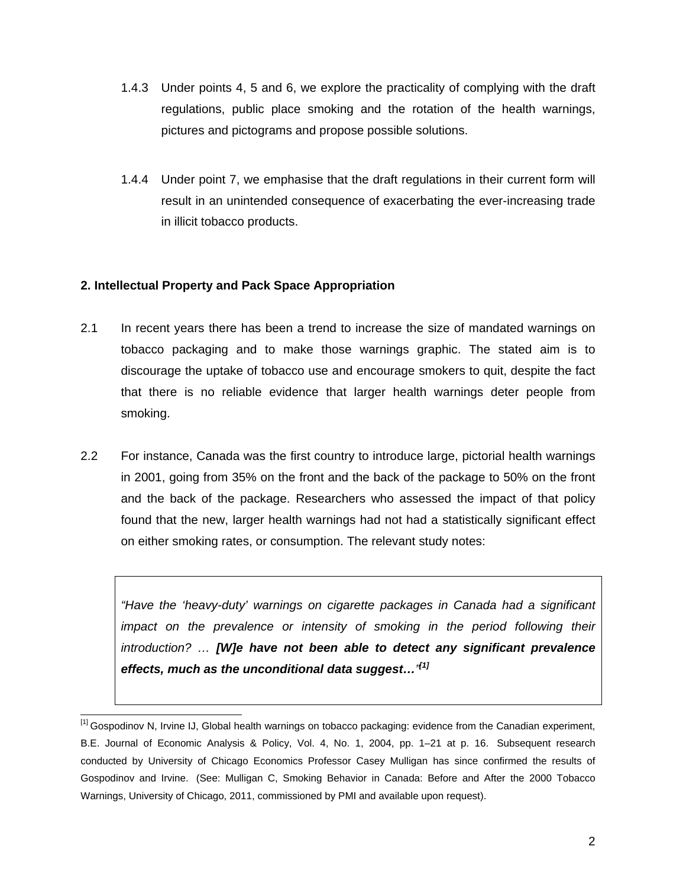1.4.3 Under points 4, 5 and 6, we explore the practicality of complying with the draft regulations, public place smoking and the rotation of the health warnings, pictures and pictograms and propose possible solutions.

1.4.4 Under point 7, we emphasise that the draft regulations in their current form will result in an unintended consequence of exacerbating the ever-increasing trade in illicit tobacco products.

## 2. Intellectual Property and Pack Space Appropriation

2.1 In recent years there has been a trend to increase the size of mandated warnings on tobacco packaging and to make those warnings graphic. The stated aim is to discourage the uptake of tobacco use and encourage smokers to quit, despite the fact that there is no reliable evidence that larger health warnings deter people from smoking.

2.2 For instance, Canada was the first country to introduce large, pictorial health warnings in 2001, going from 35% on the front and the back of the package to 50% on the front and the back of the package. Researchers who assessed the impact of that policy found that the new, larger health warnings had not had a statistically significant effect on either smoking rates, or consumption. The relevant study notes:

> *"Have the 'heavy-duty' warnings on cigarette packages in Canada had a significant impact on the prevalence or intensity of smoking in the period following their introduction? … **[W]e have not been able to detect any significant prevalence effects, much as the unconditional data suggest…"**[1]*

[1] Gospodinov N, Irvine IJ, Global health warnings on tobacco packaging: evidence from the Canadian experiment, B.E. Journal of Economic Analysis & Policy, Vol. 4, No. 1, 2004, pp. 1–21 at p. 16. Subsequent research conducted by University of Chicago Economics Professor Casey Mulligan has since confirmed the results of Gospodinov and Irvine. (See: Mulligan C, Smoking Behavior in Canada: Before and After the 2000 Tobacco Warnings, University of Chicago, 2011, commissioned by PMI and available upon request).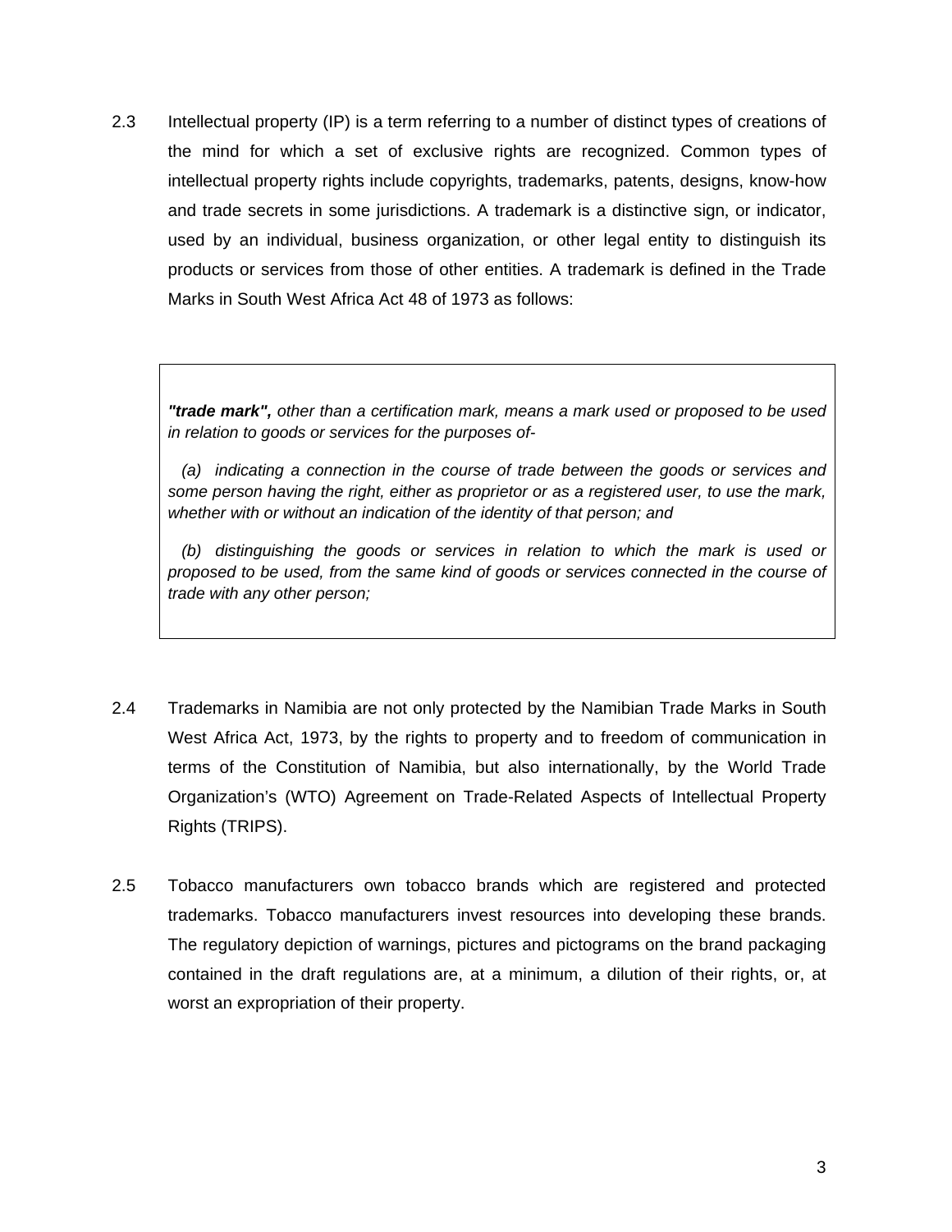2.3 Intellectual property (IP) is a term referring to a number of distinct types of creations of the mind for which a set of exclusive rights are recognized. Common types of intellectual property rights include copyrights, trademarks, patents, designs, know-how and trade secrets in some jurisdictions. A trademark is a distinctive sign, or indicator, used by an individual, business organization, or other legal entity to distinguish its products or services from those of other entities. A trademark is defined in the Trade Marks in South West Africa Act 48 of 1973 as follows:

> ***"trade mark",*** *other than a certification mark, means a mark used or proposed to be used in relation to goods or services for the purposes of-*
>
> *(a) indicating a connection in the course of trade between the goods or services and some person having the right, either as proprietor or as a registered user, to use the mark, whether with or without an indication of the identity of that person; and*
>
> *(b) distinguishing the goods or services in relation to which the mark is used or proposed to be used, from the same kind of goods or services connected in the course of trade with any other person;*

2.4 Trademarks in Namibia are not only protected by the Namibian Trade Marks in South West Africa Act, 1973, by the rights to property and to freedom of communication in terms of the Constitution of Namibia, but also internationally, by the World Trade Organization's (WTO) Agreement on Trade-Related Aspects of Intellectual Property Rights (TRIPS).

2.5 Tobacco manufacturers own tobacco brands which are registered and protected trademarks. Tobacco manufacturers invest resources into developing these brands. The regulatory depiction of warnings, pictures and pictograms on the brand packaging contained in the draft regulations are, at a minimum, a dilution of their rights, or, at worst an expropriation of their property.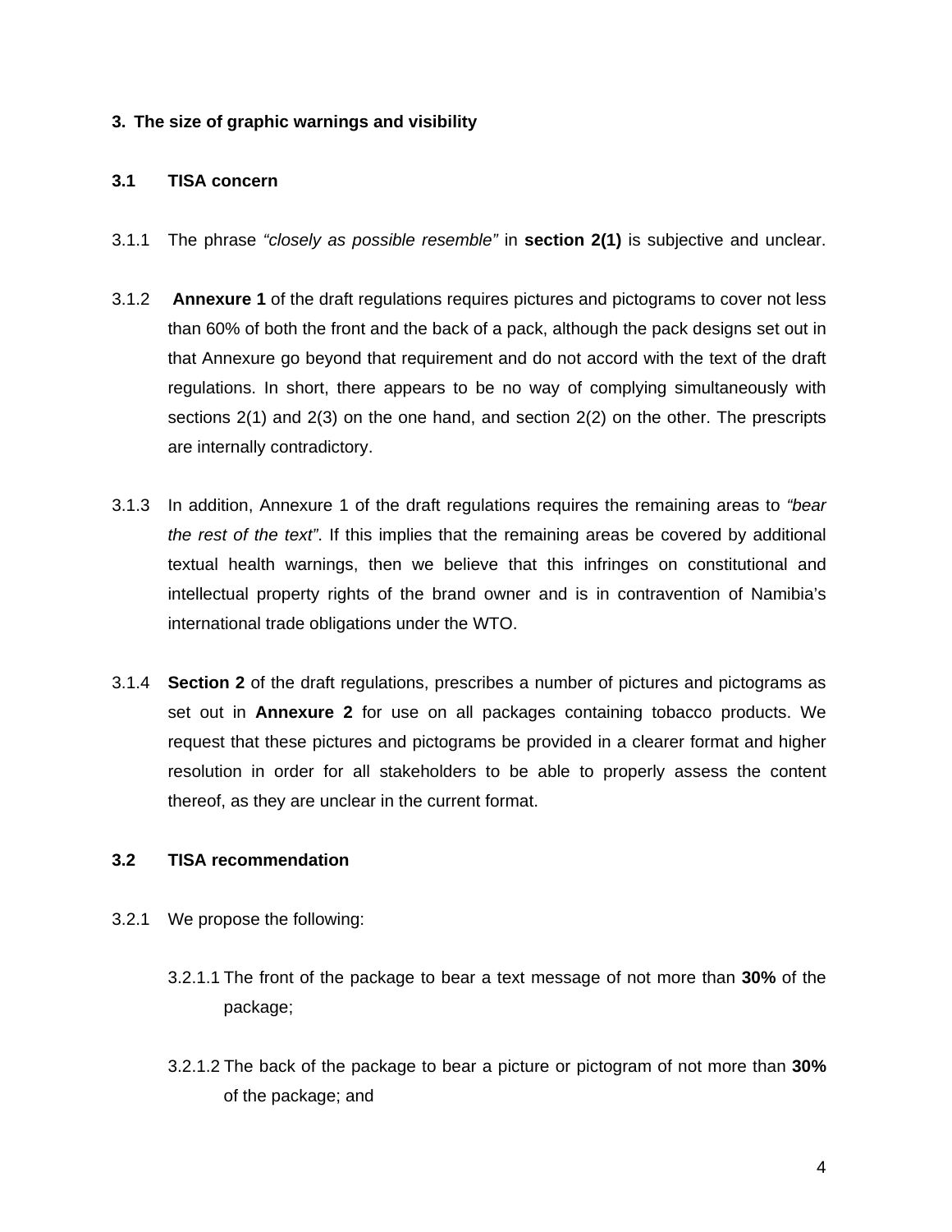## 3. The size of graphic warnings and visibility

### 3.1 TISA concern

3.1.1 The phrase *"closely as possible resemble"* in **section 2(1)** is subjective and unclear.

3.1.2 **Annexure 1** of the draft regulations requires pictures and pictograms to cover not less than 60% of both the front and the back of a pack, although the pack designs set out in that Annexure go beyond that requirement and do not accord with the text of the draft regulations. In short, there appears to be no way of complying simultaneously with sections 2(1) and 2(3) on the one hand, and section 2(2) on the other. The prescripts are internally contradictory.

3.1.3 In addition, Annexure 1 of the draft regulations requires the remaining areas to *"bear the rest of the text"*. If this implies that the remaining areas be covered by additional textual health warnings, then we believe that this infringes on constitutional and intellectual property rights of the brand owner and is in contravention of Namibia's international trade obligations under the WTO.

3.1.4 **Section 2** of the draft regulations, prescribes a number of pictures and pictograms as set out in **Annexure 2** for use on all packages containing tobacco products. We request that these pictures and pictograms be provided in a clearer format and higher resolution in order for all stakeholders to be able to properly assess the content thereof, as they are unclear in the current format.

### 3.2 TISA recommendation

3.2.1 We propose the following:

3.2.1.1 The front of the package to bear a text message of not more than **30%** of the package;

3.2.1.2 The back of the package to bear a picture or pictogram of not more than **30%** of the package; and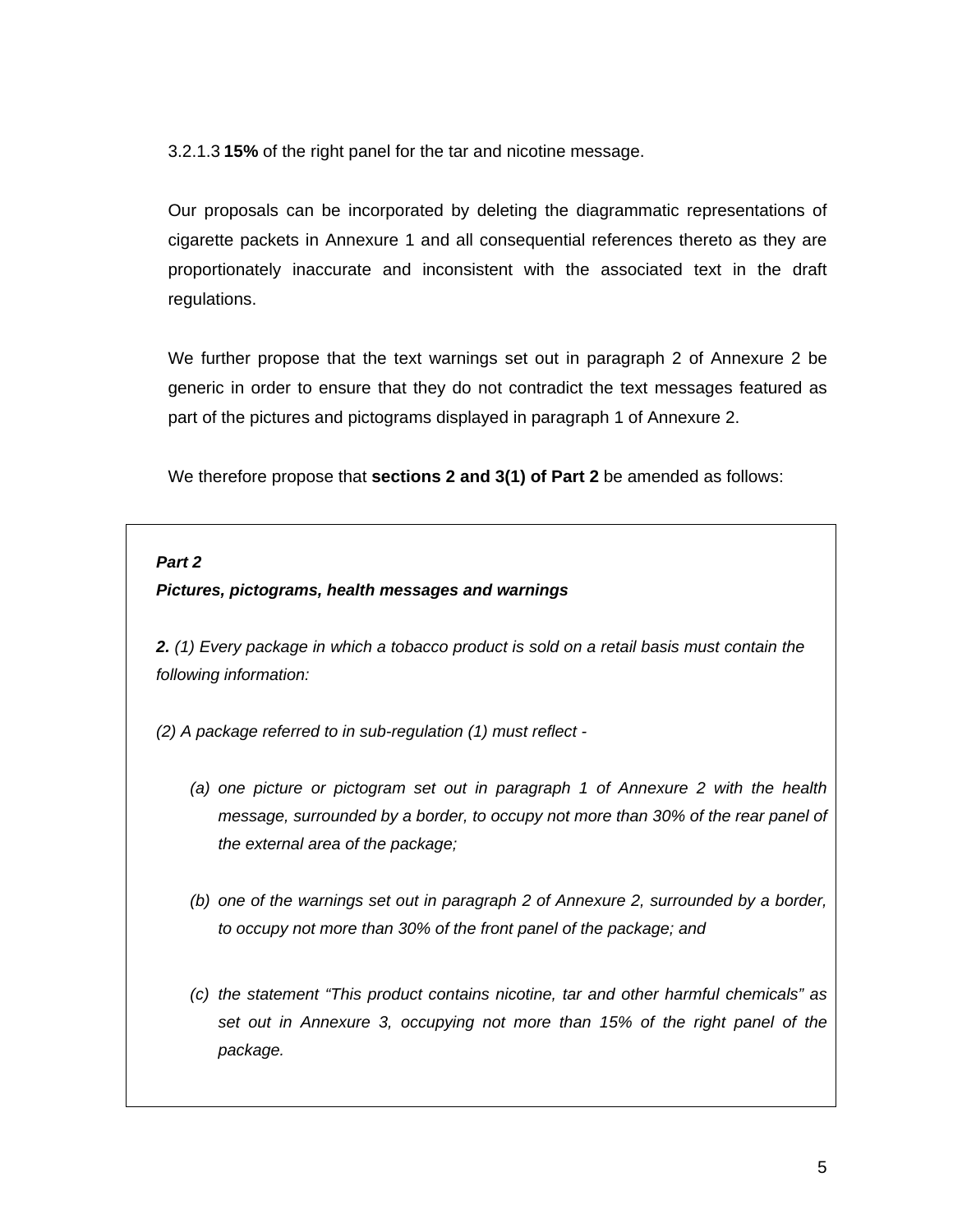3.2.1.3 **15%** of the right panel for the tar and nicotine message.

Our proposals can be incorporated by deleting the diagrammatic representations of cigarette packets in Annexure 1 and all consequential references thereto as they are proportionately inaccurate and inconsistent with the associated text in the draft regulations.

We further propose that the text warnings set out in paragraph 2 of Annexure 2 be generic in order to ensure that they do not contradict the text messages featured as part of the pictures and pictograms displayed in paragraph 1 of Annexure 2.

We therefore propose that **sections 2 and 3(1) of Part 2** be amended as follows:

***Part 2***
***Pictures, pictograms, health messages and warnings***

***2.*** *(1) Every package in which a tobacco product is sold on a retail basis must contain the following information:*

*(2) A package referred to in sub-regulation (1) must reflect -*

*(a) one picture or pictogram set out in paragraph 1 of Annexure 2 with the health message, surrounded by a border, to occupy not more than 30% of the rear panel of the external area of the package;*

*(b) one of the warnings set out in paragraph 2 of Annexure 2, surrounded by a border, to occupy not more than 30% of the front panel of the package; and*

*(c) the statement "This product contains nicotine, tar and other harmful chemicals" as set out in Annexure 3, occupying not more than 15% of the right panel of the package.*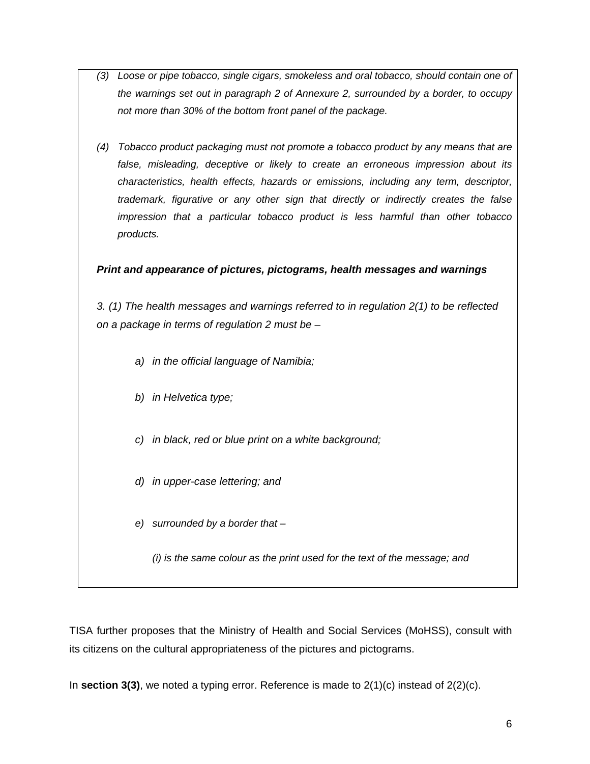*(3) Loose or pipe tobacco, single cigars, smokeless and oral tobacco, should contain one of the warnings set out in paragraph 2 of Annexure 2, surrounded by a border, to occupy not more than 30% of the bottom front panel of the package.*

*(4) Tobacco product packaging must not promote a tobacco product by any means that are false, misleading, deceptive or likely to create an erroneous impression about its characteristics, health effects, hazards or emissions, including any term, descriptor, trademark, figurative or any other sign that directly or indirectly creates the false impression that a particular tobacco product is less harmful than other tobacco products.*

***Print and appearance of pictures, pictograms, health messages and warnings***

*3. (1) The health messages and warnings referred to in regulation 2(1) to be reflected on a package in terms of regulation 2 must be –*

*a) in the official language of Namibia;*

*b) in Helvetica type;*

*c) in black, red or blue print on a white background;*

*d) in upper-case lettering; and*

*e) surrounded by a border that –*

*(i) is the same colour as the print used for the text of the message; and*

TISA further proposes that the Ministry of Health and Social Services (MoHSS), consult with its citizens on the cultural appropriateness of the pictures and pictograms.

In **section 3(3)**, we noted a typing error. Reference is made to 2(1)(c) instead of 2(2)(c).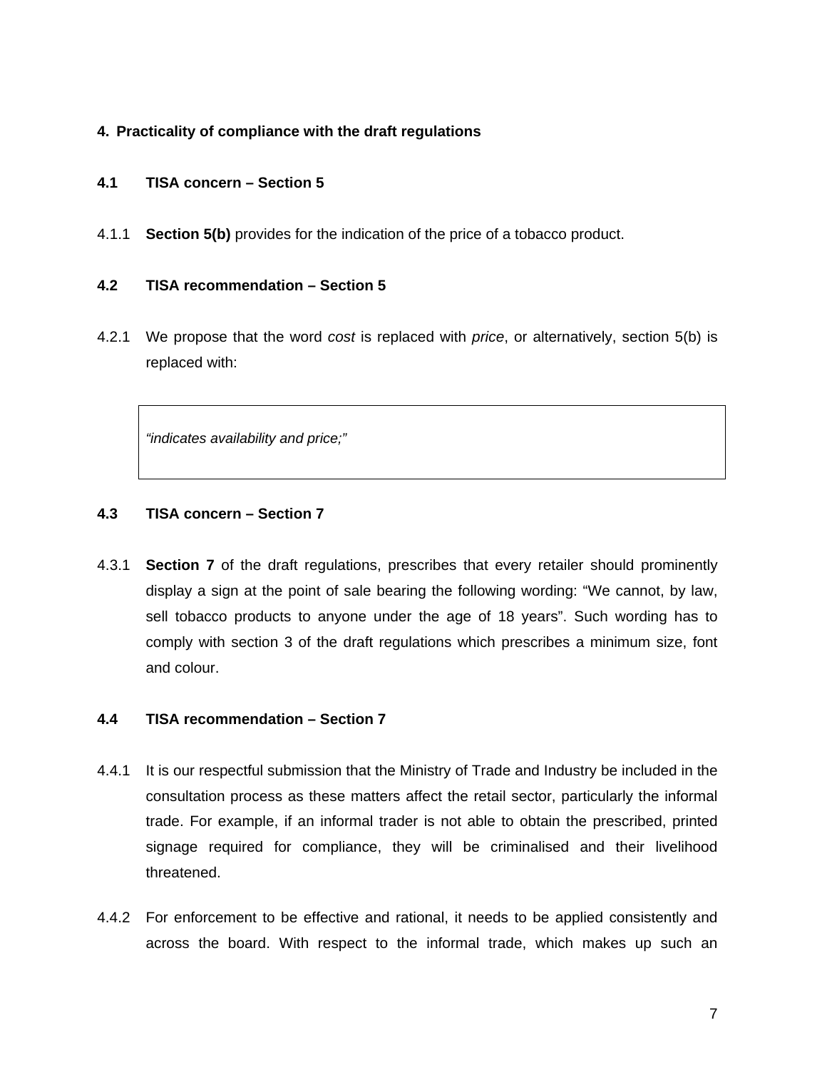## 4. Practicality of compliance with the draft regulations

### 4.1 TISA concern – Section 5

4.1.1 **Section 5(b)** provides for the indication of the price of a tobacco product.

### 4.2 TISA recommendation – Section 5

4.2.1 We propose that the word *cost* is replaced with *price*, or alternatively, section 5(b) is replaced with:

> *"indicates availability and price;"*

### 4.3 TISA concern – Section 7

4.3.1 **Section 7** of the draft regulations, prescribes that every retailer should prominently display a sign at the point of sale bearing the following wording: "We cannot, by law, sell tobacco products to anyone under the age of 18 years". Such wording has to comply with section 3 of the draft regulations which prescribes a minimum size, font and colour.

### 4.4 TISA recommendation – Section 7

4.4.1 It is our respectful submission that the Ministry of Trade and Industry be included in the consultation process as these matters affect the retail sector, particularly the informal trade. For example, if an informal trader is not able to obtain the prescribed, printed signage required for compliance, they will be criminalised and their livelihood threatened.

4.4.2 For enforcement to be effective and rational, it needs to be applied consistently and across the board. With respect to the informal trade, which makes up such an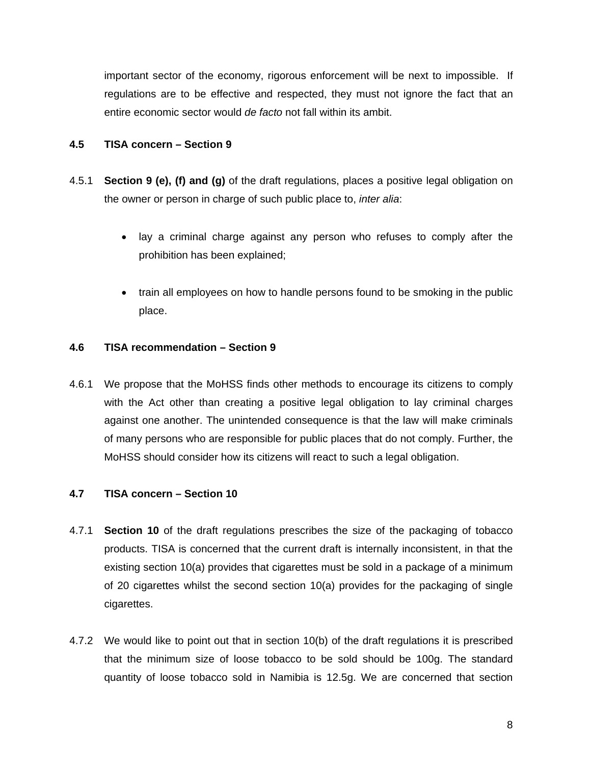important sector of the economy, rigorous enforcement will be next to impossible. If regulations are to be effective and respected, they must not ignore the fact that an entire economic sector would *de facto* not fall within its ambit.

**4.5 TISA concern – Section 9**

4.5.1 **Section 9 (e), (f) and (g)** of the draft regulations, places a positive legal obligation on the owner or person in charge of such public place to, *inter alia*:

- lay a criminal charge against any person who refuses to comply after the prohibition has been explained;
- train all employees on how to handle persons found to be smoking in the public place.

**4.6 TISA recommendation – Section 9**

4.6.1 We propose that the MoHSS finds other methods to encourage its citizens to comply with the Act other than creating a positive legal obligation to lay criminal charges against one another. The unintended consequence is that the law will make criminals of many persons who are responsible for public places that do not comply. Further, the MoHSS should consider how its citizens will react to such a legal obligation.

**4.7 TISA concern – Section 10**

4.7.1 **Section 10** of the draft regulations prescribes the size of the packaging of tobacco products. TISA is concerned that the current draft is internally inconsistent, in that the existing section 10(a) provides that cigarettes must be sold in a package of a minimum of 20 cigarettes whilst the second section 10(a) provides for the packaging of single cigarettes.

4.7.2 We would like to point out that in section 10(b) of the draft regulations it is prescribed that the minimum size of loose tobacco to be sold should be 100g. The standard quantity of loose tobacco sold in Namibia is 12.5g. We are concerned that section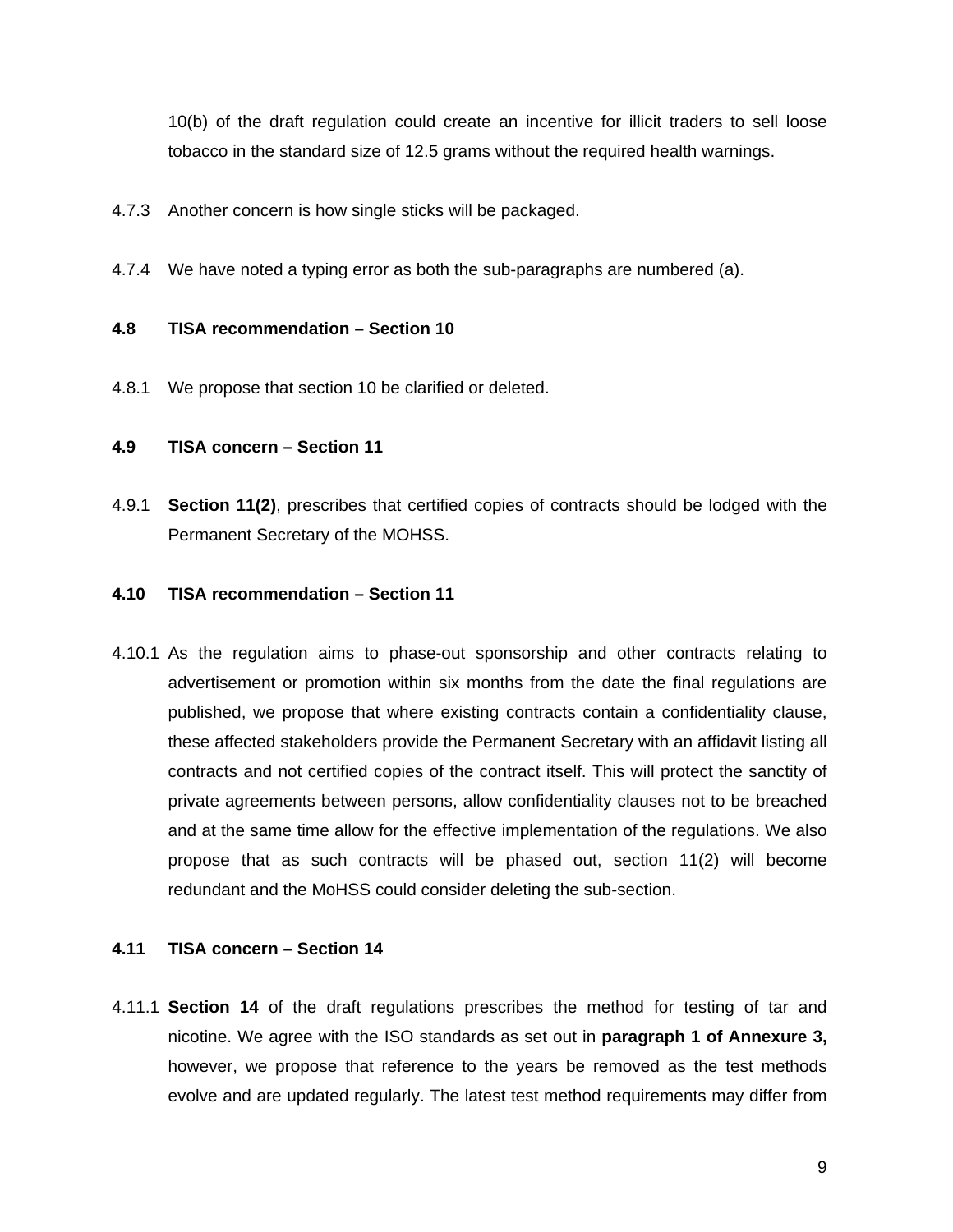10(b) of the draft regulation could create an incentive for illicit traders to sell loose tobacco in the standard size of 12.5 grams without the required health warnings.

4.7.3 Another concern is how single sticks will be packaged.

4.7.4 We have noted a typing error as both the sub-paragraphs are numbered (a).

**4.8 TISA recommendation – Section 10**

4.8.1 We propose that section 10 be clarified or deleted.

**4.9 TISA concern – Section 11**

4.9.1 **Section 11(2)**, prescribes that certified copies of contracts should be lodged with the Permanent Secretary of the MOHSS.

**4.10 TISA recommendation – Section 11**

4.10.1 As the regulation aims to phase-out sponsorship and other contracts relating to advertisement or promotion within six months from the date the final regulations are published, we propose that where existing contracts contain a confidentiality clause, these affected stakeholders provide the Permanent Secretary with an affidavit listing all contracts and not certified copies of the contract itself. This will protect the sanctity of private agreements between persons, allow confidentiality clauses not to be breached and at the same time allow for the effective implementation of the regulations. We also propose that as such contracts will be phased out, section 11(2) will become redundant and the MoHSS could consider deleting the sub-section.

**4.11 TISA concern – Section 14**

4.11.1 **Section 14** of the draft regulations prescribes the method for testing of tar and nicotine. We agree with the ISO standards as set out in **paragraph 1 of Annexure 3,** however, we propose that reference to the years be removed as the test methods evolve and are updated regularly. The latest test method requirements may differ from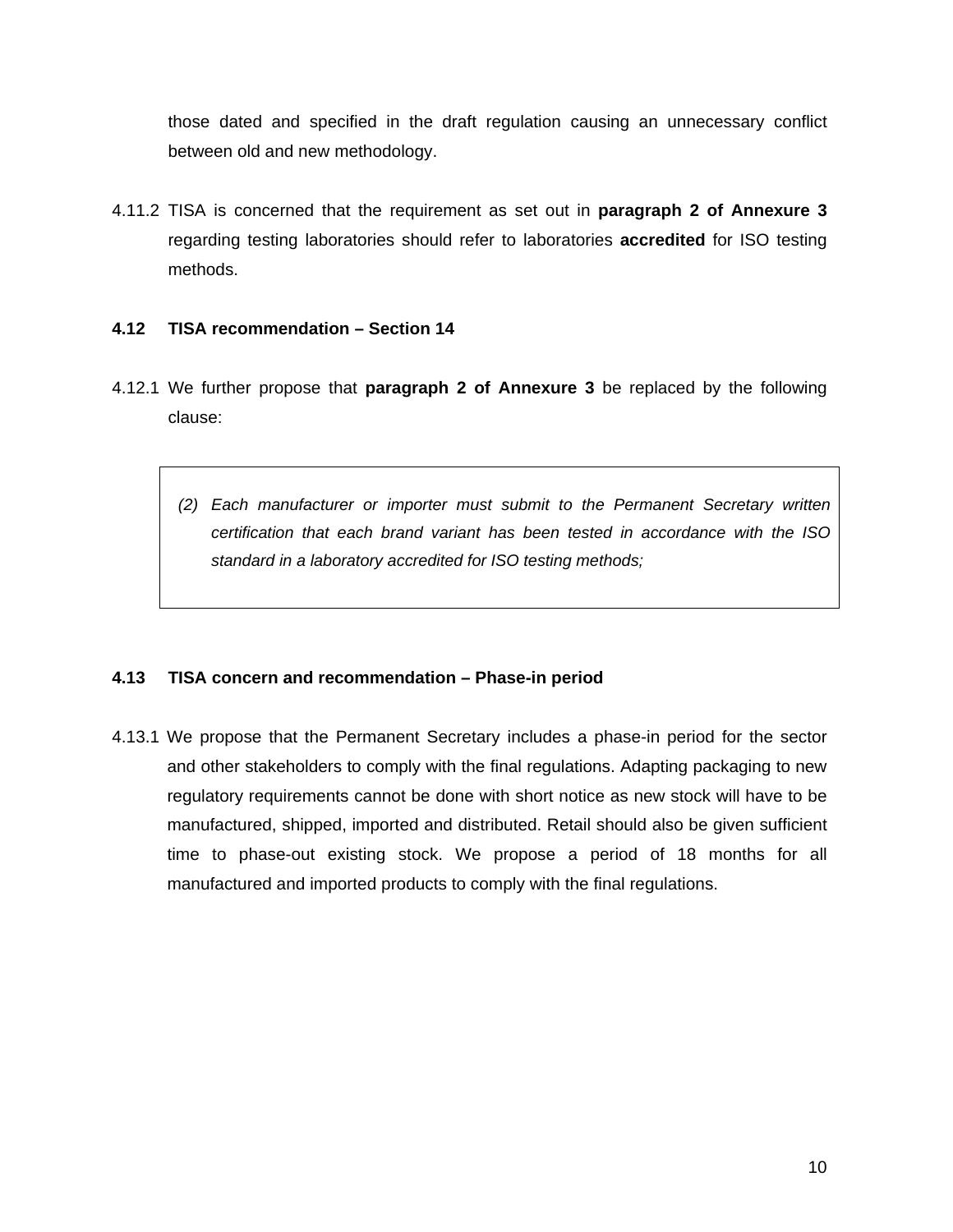those dated and specified in the draft regulation causing an unnecessary conflict between old and new methodology.

4.11.2 TISA is concerned that the requirement as set out in **paragraph 2 of Annexure 3** regarding testing laboratories should refer to laboratories **accredited** for ISO testing methods.

**4.12 TISA recommendation – Section 14**

4.12.1 We further propose that **paragraph 2 of Annexure 3** be replaced by the following clause:

> *(2) Each manufacturer or importer must submit to the Permanent Secretary written certification that each brand variant has been tested in accordance with the ISO standard in a laboratory accredited for ISO testing methods;*

**4.13 TISA concern and recommendation – Phase-in period**

4.13.1 We propose that the Permanent Secretary includes a phase-in period for the sector and other stakeholders to comply with the final regulations. Adapting packaging to new regulatory requirements cannot be done with short notice as new stock will have to be manufactured, shipped, imported and distributed. Retail should also be given sufficient time to phase-out existing stock. We propose a period of 18 months for all manufactured and imported products to comply with the final regulations.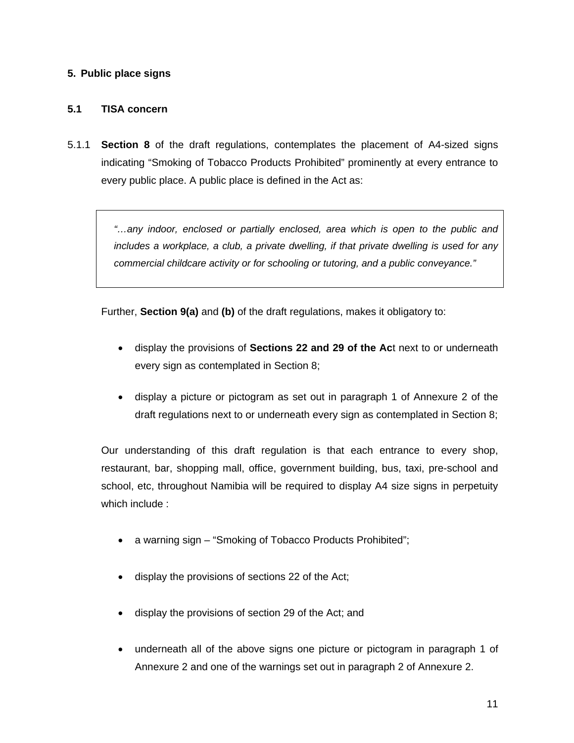## 5. Public place signs

### 5.1 TISA concern

5.1.1 **Section 8** of the draft regulations, contemplates the placement of A4-sized signs indicating "Smoking of Tobacco Products Prohibited" prominently at every entrance to every public place. A public place is defined in the Act as:

> *"…any indoor, enclosed or partially enclosed, area which is open to the public and includes a workplace, a club, a private dwelling, if that private dwelling is used for any commercial childcare activity or for schooling or tutoring, and a public conveyance."*

Further, **Section 9(a)** and **(b)** of the draft regulations, makes it obligatory to:

- display the provisions of **Sections 22 and 29 of the Ac**t next to or underneath every sign as contemplated in Section 8;
- display a picture or pictogram as set out in paragraph 1 of Annexure 2 of the draft regulations next to or underneath every sign as contemplated in Section 8;

Our understanding of this draft regulation is that each entrance to every shop, restaurant, bar, shopping mall, office, government building, bus, taxi, pre-school and school, etc, throughout Namibia will be required to display A4 size signs in perpetuity which include :

- a warning sign – "Smoking of Tobacco Products Prohibited";
- display the provisions of sections 22 of the Act;
- display the provisions of section 29 of the Act; and
- underneath all of the above signs one picture or pictogram in paragraph 1 of Annexure 2 and one of the warnings set out in paragraph 2 of Annexure 2.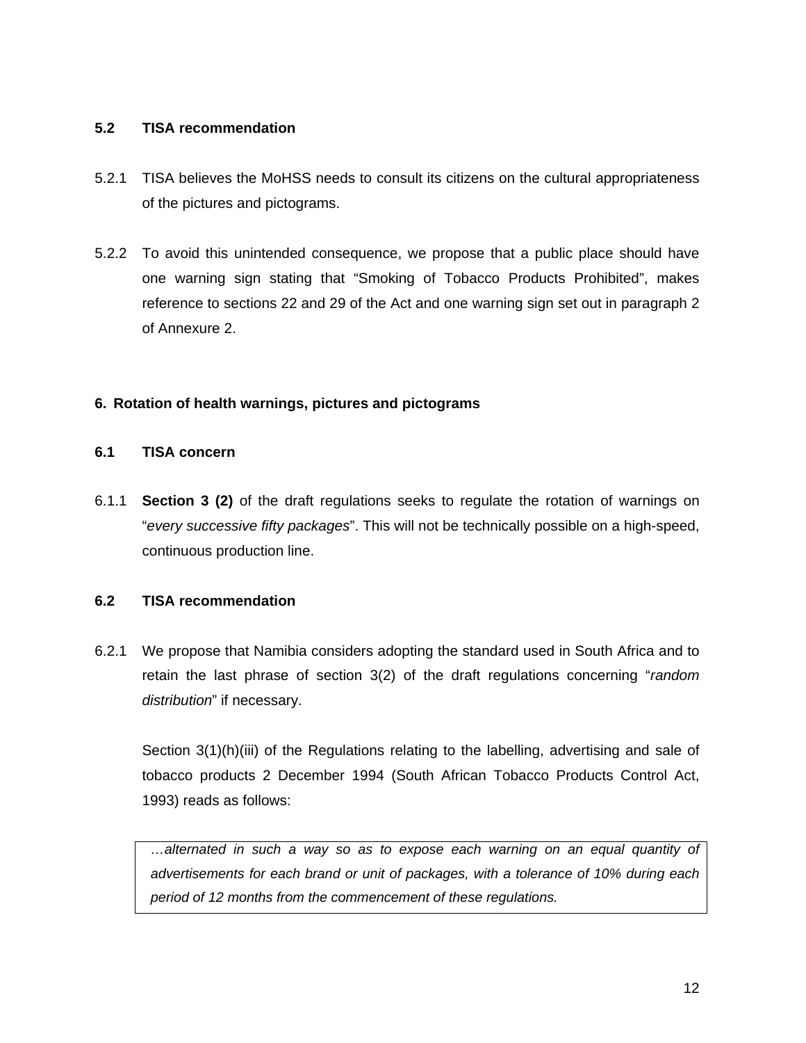### 5.2 TISA recommendation

5.2.1 TISA believes the MoHSS needs to consult its citizens on the cultural appropriateness of the pictures and pictograms.

5.2.2 To avoid this unintended consequence, we propose that a public place should have one warning sign stating that "Smoking of Tobacco Products Prohibited", makes reference to sections 22 and 29 of the Act and one warning sign set out in paragraph 2 of Annexure 2.

## 6. Rotation of health warnings, pictures and pictograms

### 6.1 TISA concern

6.1.1 **Section 3 (2)** of the draft regulations seeks to regulate the rotation of warnings on "*every successive fifty packages*". This will not be technically possible on a high-speed, continuous production line.

### 6.2 TISA recommendation

6.2.1 We propose that Namibia considers adopting the standard used in South Africa and to retain the last phrase of section 3(2) of the draft regulations concerning "*random distribution*" if necessary.

Section 3(1)(h)(iii) of the Regulations relating to the labelling, advertising and sale of tobacco products 2 December 1994 (South African Tobacco Products Control Act, 1993) reads as follows:

> *…alternated in such a way so as to expose each warning on an equal quantity of advertisements for each brand or unit of packages, with a tolerance of 10% during each period of 12 months from the commencement of these regulations.*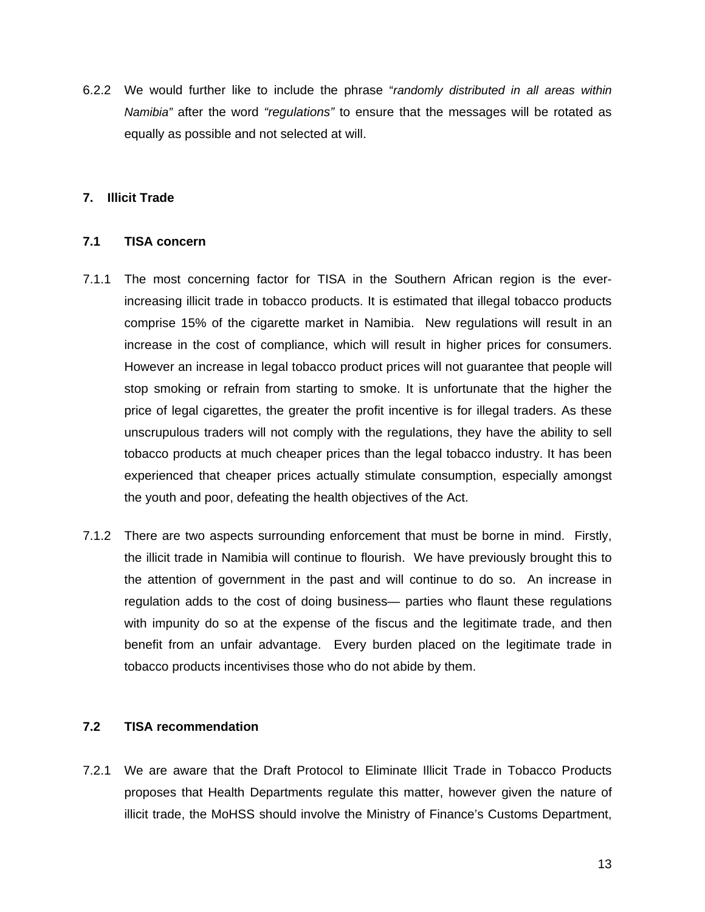6.2.2 We would further like to include the phrase "*randomly distributed in all areas within Namibia"* after the word *"regulations"* to ensure that the messages will be rotated as equally as possible and not selected at will.

## 7. Illicit Trade

### 7.1 TISA concern

7.1.1 The most concerning factor for TISA in the Southern African region is the ever-increasing illicit trade in tobacco products. It is estimated that illegal tobacco products comprise 15% of the cigarette market in Namibia. New regulations will result in an increase in the cost of compliance, which will result in higher prices for consumers. However an increase in legal tobacco product prices will not guarantee that people will stop smoking or refrain from starting to smoke. It is unfortunate that the higher the price of legal cigarettes, the greater the profit incentive is for illegal traders. As these unscrupulous traders will not comply with the regulations, they have the ability to sell tobacco products at much cheaper prices than the legal tobacco industry. It has been experienced that cheaper prices actually stimulate consumption, especially amongst the youth and poor, defeating the health objectives of the Act.

7.1.2 There are two aspects surrounding enforcement that must be borne in mind. Firstly, the illicit trade in Namibia will continue to flourish. We have previously brought this to the attention of government in the past and will continue to do so. An increase in regulation adds to the cost of doing business— parties who flaunt these regulations with impunity do so at the expense of the fiscus and the legitimate trade, and then benefit from an unfair advantage. Every burden placed on the legitimate trade in tobacco products incentivises those who do not abide by them.

### 7.2 TISA recommendation

7.2.1 We are aware that the Draft Protocol to Eliminate Illicit Trade in Tobacco Products proposes that Health Departments regulate this matter, however given the nature of illicit trade, the MoHSS should involve the Ministry of Finance's Customs Department,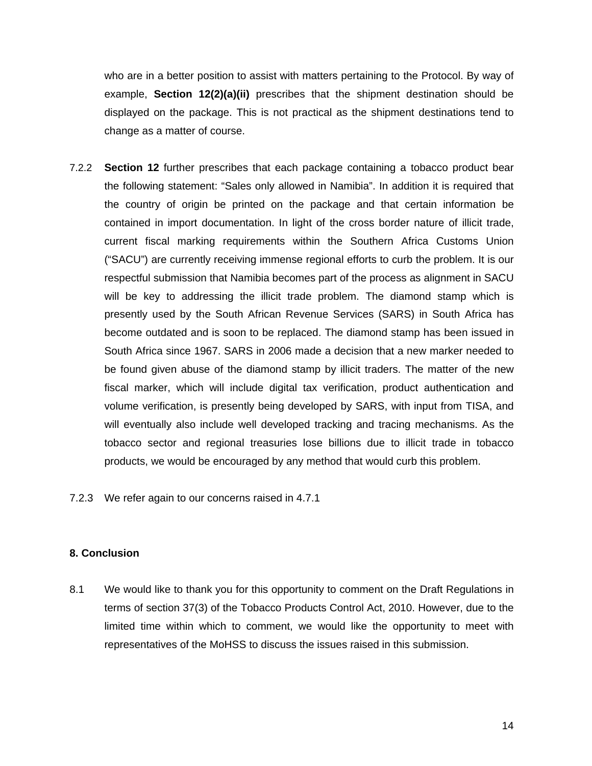who are in a better position to assist with matters pertaining to the Protocol. By way of example, **Section 12(2)(a)(ii)** prescribes that the shipment destination should be displayed on the package. This is not practical as the shipment destinations tend to change as a matter of course.

7.2.2 **Section 12** further prescribes that each package containing a tobacco product bear the following statement: "Sales only allowed in Namibia". In addition it is required that the country of origin be printed on the package and that certain information be contained in import documentation. In light of the cross border nature of illicit trade, current fiscal marking requirements within the Southern Africa Customs Union ("SACU") are currently receiving immense regional efforts to curb the problem. It is our respectful submission that Namibia becomes part of the process as alignment in SACU will be key to addressing the illicit trade problem. The diamond stamp which is presently used by the South African Revenue Services (SARS) in South Africa has become outdated and is soon to be replaced. The diamond stamp has been issued in South Africa since 1967. SARS in 2006 made a decision that a new marker needed to be found given abuse of the diamond stamp by illicit traders. The matter of the new fiscal marker, which will include digital tax verification, product authentication and volume verification, is presently being developed by SARS, with input from TISA, and will eventually also include well developed tracking and tracing mechanisms. As the tobacco sector and regional treasuries lose billions due to illicit trade in tobacco products, we would be encouraged by any method that would curb this problem.

7.2.3 We refer again to our concerns raised in 4.7.1

**8. Conclusion**

8.1 We would like to thank you for this opportunity to comment on the Draft Regulations in terms of section 37(3) of the Tobacco Products Control Act, 2010. However, due to the limited time within which to comment, we would like the opportunity to meet with representatives of the MoHSS to discuss the issues raised in this submission.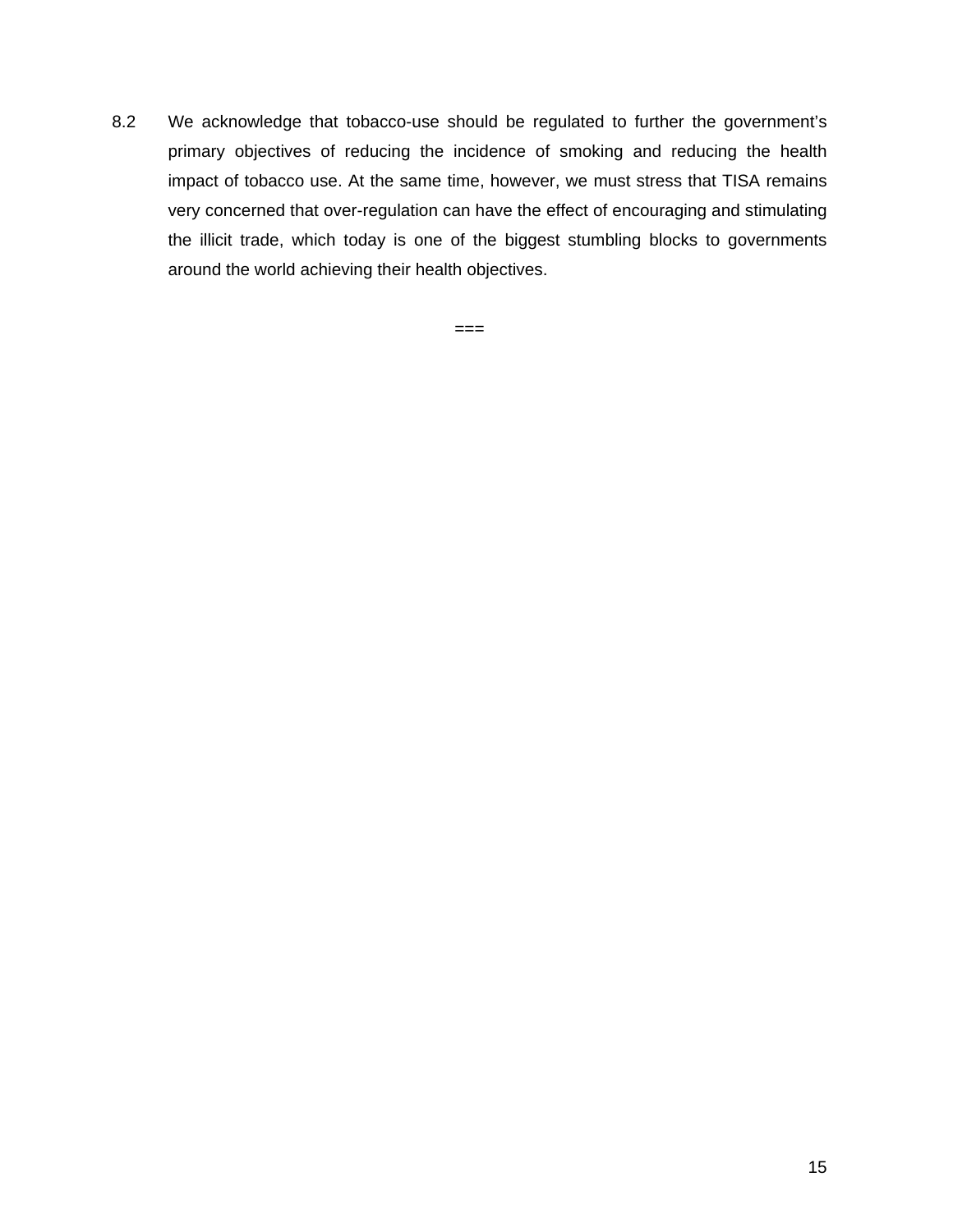8.2 We acknowledge that tobacco-use should be regulated to further the government's primary objectives of reducing the incidence of smoking and reducing the health impact of tobacco use. At the same time, however, we must stress that TISA remains very concerned that over-regulation can have the effect of encouraging and stimulating the illicit trade, which today is one of the biggest stumbling blocks to governments around the world achieving their health objectives.

===